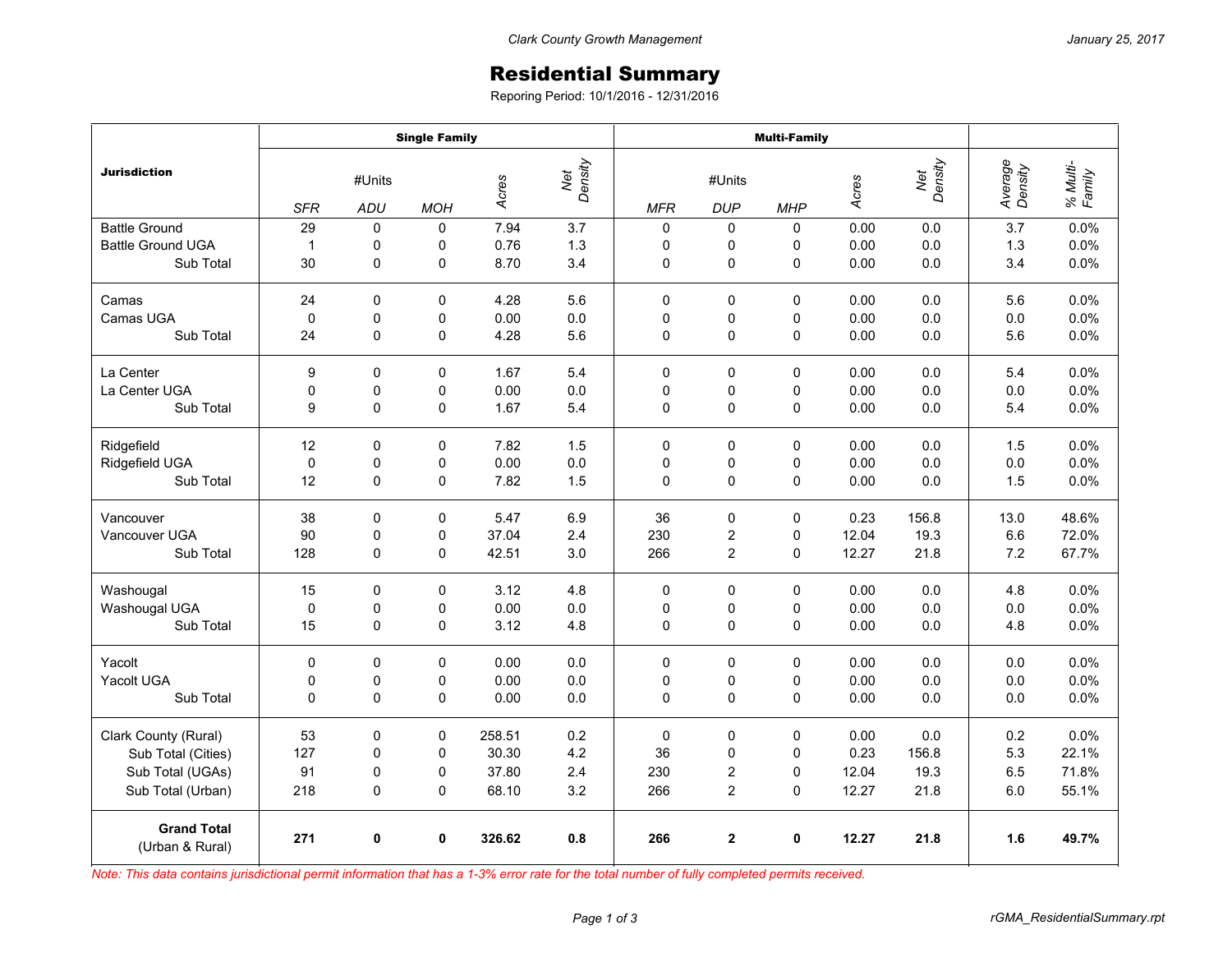# Residential Summary

Reporing Period: 10/1/2016 - 12/31/2016

| Jurisdiction | Single Family | | | | | Multi-Family | | | | | | |
|---|---|---|---|---|---|---|---|---|---|---|---|---|
| | #Units | | | Acres | Net Density | #Units | | | Acres | Net Density | Average Density | % Multi-Family |
| | SFR | ADU | MOH | | | MFR | DUP | MHP | | | | |
| Battle Ground | 29 | 0 | 0 | 7.94 | 3.7 | 0 | 0 | 0 | 0.00 | 0.0 | 3.7 | 0.0% |
| Battle Ground UGA | 1 | 0 | 0 | 0.76 | 1.3 | 0 | 0 | 0 | 0.00 | 0.0 | 1.3 | 0.0% |
| Sub Total | 30 | 0 | 0 | 8.70 | 3.4 | 0 | 0 | 0 | 0.00 | 0.0 | 3.4 | 0.0% |
| Camas | 24 | 0 | 0 | 4.28 | 5.6 | 0 | 0 | 0 | 0.00 | 0.0 | 5.6 | 0.0% |
| Camas UGA | 0 | 0 | 0 | 0.00 | 0.0 | 0 | 0 | 0 | 0.00 | 0.0 | 0.0 | 0.0% |
| Sub Total | 24 | 0 | 0 | 4.28 | 5.6 | 0 | 0 | 0 | 0.00 | 0.0 | 5.6 | 0.0% |
| La Center | 9 | 0 | 0 | 1.67 | 5.4 | 0 | 0 | 0 | 0.00 | 0.0 | 5.4 | 0.0% |
| La Center UGA | 0 | 0 | 0 | 0.00 | 0.0 | 0 | 0 | 0 | 0.00 | 0.0 | 0.0 | 0.0% |
| Sub Total | 9 | 0 | 0 | 1.67 | 5.4 | 0 | 0 | 0 | 0.00 | 0.0 | 5.4 | 0.0% |
| Ridgefield | 12 | 0 | 0 | 7.82 | 1.5 | 0 | 0 | 0 | 0.00 | 0.0 | 1.5 | 0.0% |
| Ridgefield UGA | 0 | 0 | 0 | 0.00 | 0.0 | 0 | 0 | 0 | 0.00 | 0.0 | 0.0 | 0.0% |
| Sub Total | 12 | 0 | 0 | 7.82 | 1.5 | 0 | 0 | 0 | 0.00 | 0.0 | 1.5 | 0.0% |
| Vancouver | 38 | 0 | 0 | 5.47 | 6.9 | 36 | 0 | 0 | 0.23 | 156.8 | 13.0 | 48.6% |
| Vancouver UGA | 90 | 0 | 0 | 37.04 | 2.4 | 230 | 2 | 0 | 12.04 | 19.3 | 6.6 | 72.0% |
| Sub Total | 128 | 0 | 0 | 42.51 | 3.0 | 266 | 2 | 0 | 12.27 | 21.8 | 7.2 | 67.7% |
| Washougal | 15 | 0 | 0 | 3.12 | 4.8 | 0 | 0 | 0 | 0.00 | 0.0 | 4.8 | 0.0% |
| Washougal UGA | 0 | 0 | 0 | 0.00 | 0.0 | 0 | 0 | 0 | 0.00 | 0.0 | 0.0 | 0.0% |
| Sub Total | 15 | 0 | 0 | 3.12 | 4.8 | 0 | 0 | 0 | 0.00 | 0.0 | 4.8 | 0.0% |
| Yacolt | 0 | 0 | 0 | 0.00 | 0.0 | 0 | 0 | 0 | 0.00 | 0.0 | 0.0 | 0.0% |
| Yacolt UGA | 0 | 0 | 0 | 0.00 | 0.0 | 0 | 0 | 0 | 0.00 | 0.0 | 0.0 | 0.0% |
| Sub Total | 0 | 0 | 0 | 0.00 | 0.0 | 0 | 0 | 0 | 0.00 | 0.0 | 0.0 | 0.0% |
| Clark County (Rural) | 53 | 0 | 0 | 258.51 | 0.2 | 0 | 0 | 0 | 0.00 | 0.0 | 0.2 | 0.0% |
| Sub Total (Cities) | 127 | 0 | 0 | 30.30 | 4.2 | 36 | 0 | 0 | 0.23 | 156.8 | 5.3 | 22.1% |
| Sub Total (UGAs) | 91 | 0 | 0 | 37.80 | 2.4 | 230 | 2 | 0 | 12.04 | 19.3 | 6.5 | 71.8% |
| Sub Total (Urban) | 218 | 0 | 0 | 68.10 | 3.2 | 266 | 2 | 0 | 12.27 | 21.8 | 6.0 | 55.1% |
| **Grand Total** (Urban & Rural) | **271** | **0** | **0** | **326.62** | **0.8** | **266** | **2** | **0** | **12.27** | **21.8** | **1.6** | **49.7%** |

*Note: This data contains jurisdictional permit information that has a 1-3% error rate for the total number of fully completed permits received.*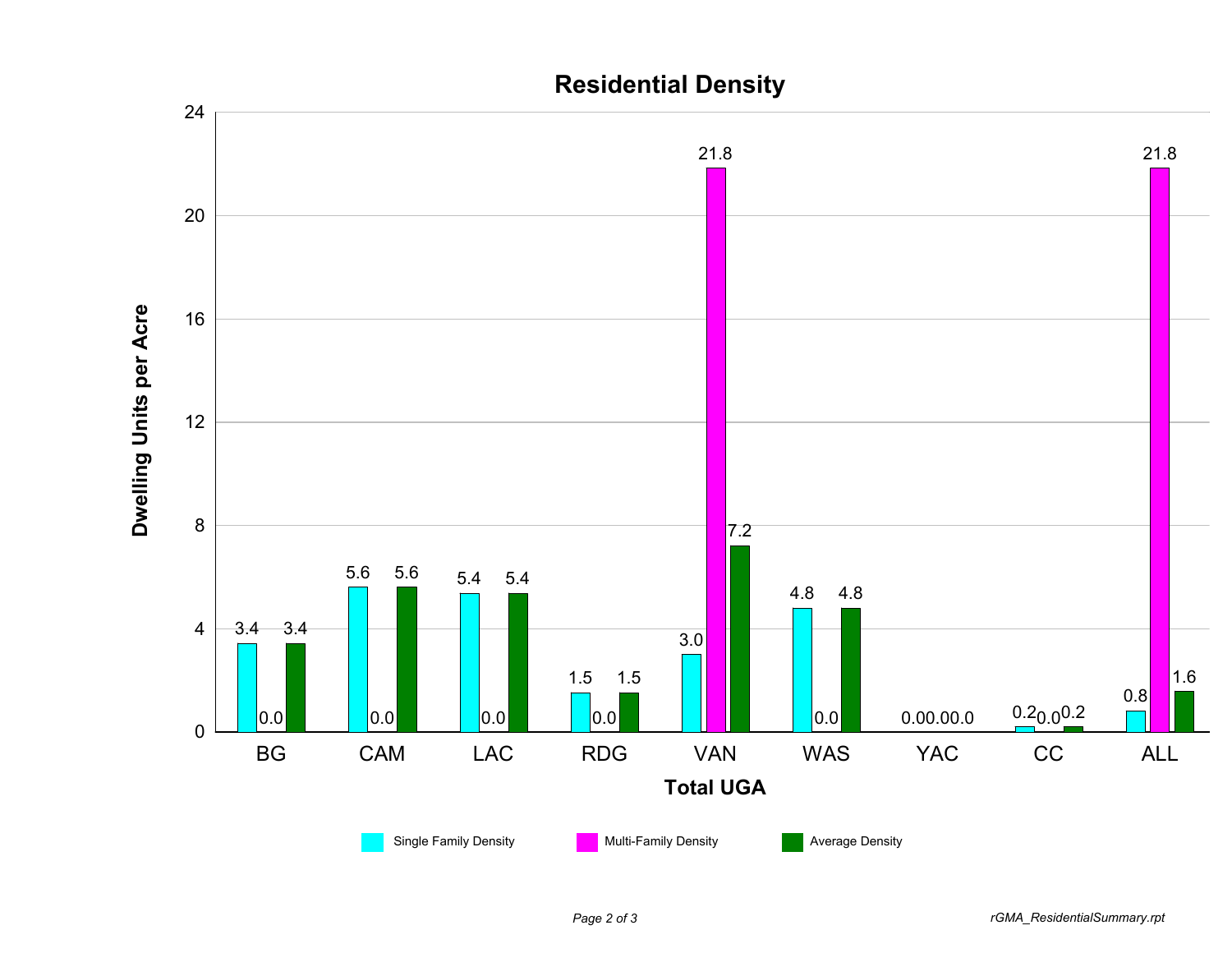# Residential Density

| Total UGA | Single Family Density | Multi-Family Density | Average Density |
|---|---|---|---|
| BG | 3.4 | 0.0 | 3.4 |
| CAM | 5.6 | 0.0 | 5.6 |
| LAC | 5.4 | 0.0 | 5.4 |
| RDG | 1.5 | 0.0 | 1.5 |
| VAN | 3.0 | 21.8 | 7.2 |
| WAS | 4.8 | 0.0 | 4.8 |
| YAC | 0.0 | 0.0 | 0.0 |
| CC | 0.2 | 0.0 | 0.2 |
| ALL | 0.8 | 21.8 | 1.6 |

Dwelling Units per Acre

rGMA_ResidentialSummary.rpt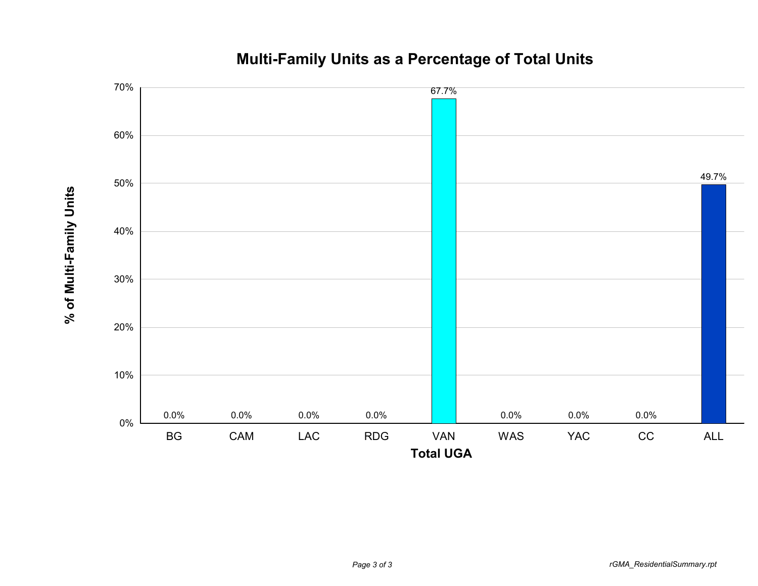## Multi-Family Units as a Percentage of Total Units

% of Multi-Family Units

70%
60%
50%
40%
30%
20%
10%
0%

0.0% 0.0% 0.0% 0.0% 67.7% 0.0% 0.0% 0.0% 49.7%

BG CAM LAC RDG VAN WAS YAC CC ALL

Total UGA

*rGMA_ResidentialSummary.rpt*